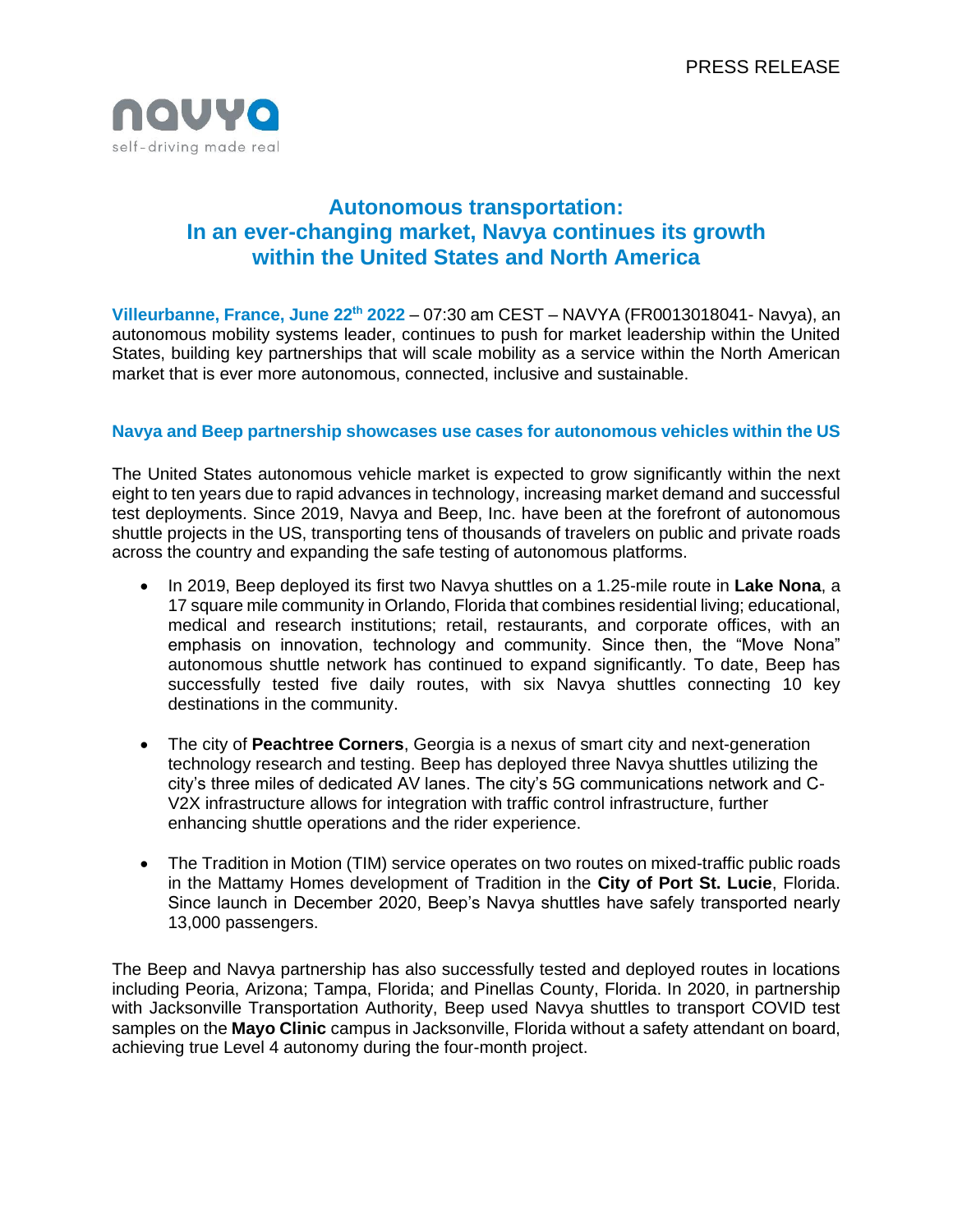PRESS RELEASE

navya
self-driving made real

# Autonomous transportation: In an ever-changing market, Navya continues its growth within the United States and North America

**Villeurbanne, France, June 22th 2022** – 07:30 am CEST – NAVYA (FR0013018041- Navya), an autonomous mobility systems leader, continues to push for market leadership within the United States, building key partnerships that will scale mobility as a service within the North American market that is ever more autonomous, connected, inclusive and sustainable.

## Navya and Beep partnership showcases use cases for autonomous vehicles within the US

The United States autonomous vehicle market is expected to grow significantly within the next eight to ten years due to rapid advances in technology, increasing market demand and successful test deployments. Since 2019, Navya and Beep, Inc. have been at the forefront of autonomous shuttle projects in the US, transporting tens of thousands of travelers on public and private roads across the country and expanding the safe testing of autonomous platforms.

- In 2019, Beep deployed its first two Navya shuttles on a 1.25-mile route in **Lake Nona**, a 17 square mile community in Orlando, Florida that combines residential living; educational, medical and research institutions; retail, restaurants, and corporate offices, with an emphasis on innovation, technology and community. Since then, the "Move Nona" autonomous shuttle network has continued to expand significantly. To date, Beep has successfully tested five daily routes, with six Navya shuttles connecting 10 key destinations in the community.

- The city of **Peachtree Corners**, Georgia is a nexus of smart city and next-generation technology research and testing. Beep has deployed three Navya shuttles utilizing the city's three miles of dedicated AV lanes. The city's 5G communications network and C-V2X infrastructure allows for integration with traffic control infrastructure, further enhancing shuttle operations and the rider experience.

- The Tradition in Motion (TIM) service operates on two routes on mixed-traffic public roads in the Mattamy Homes development of Tradition in the **City of Port St. Lucie**, Florida. Since launch in December 2020, Beep's Navya shuttles have safely transported nearly 13,000 passengers.

The Beep and Navya partnership has also successfully tested and deployed routes in locations including Peoria, Arizona; Tampa, Florida; and Pinellas County, Florida. In 2020, in partnership with Jacksonville Transportation Authority, Beep used Navya shuttles to transport COVID test samples on the **Mayo Clinic** campus in Jacksonville, Florida without a safety attendant on board, achieving true Level 4 autonomy during the four-month project.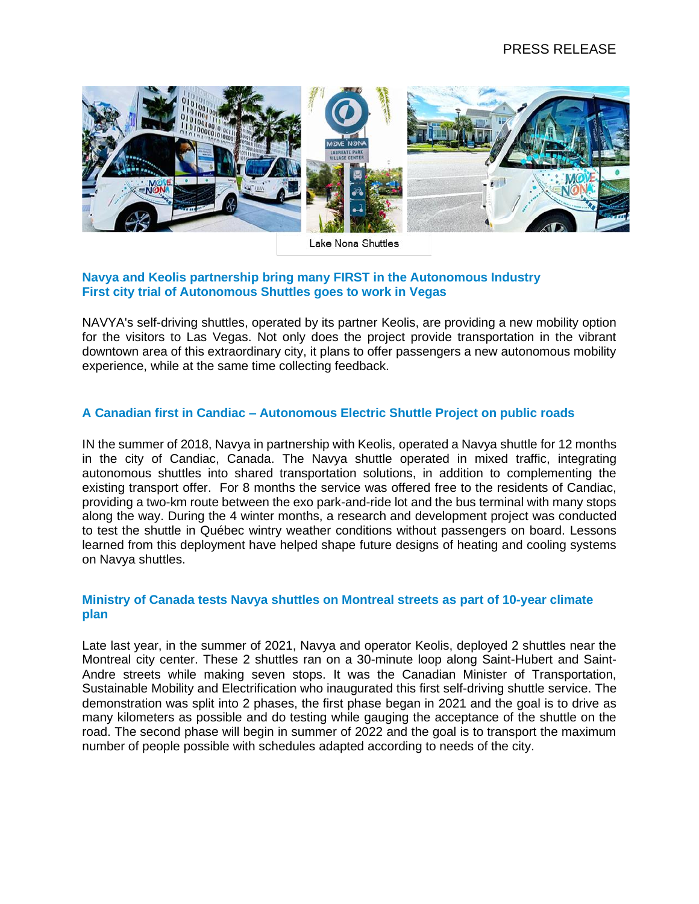PRESS RELEASE

Lake Nona Shuttles

## Navya and Keolis partnership bring many FIRST in the Autonomous Industry
## First city trial of Autonomous Shuttles goes to work in Vegas

NAVYA's self-driving shuttles, operated by its partner Keolis, are providing a new mobility option for the visitors to Las Vegas. Not only does the project provide transportation in the vibrant downtown area of this extraordinary city, it plans to offer passengers a new autonomous mobility experience, while at the same time collecting feedback.

## A Canadian first in Candiac – Autonomous Electric Shuttle Project on public roads

IN the summer of 2018, Navya in partnership with Keolis, operated a Navya shuttle for 12 months in the city of Candiac, Canada. The Navya shuttle operated in mixed traffic, integrating autonomous shuttles into shared transportation solutions, in addition to complementing the existing transport offer. For 8 months the service was offered free to the residents of Candiac, providing a two-km route between the exo park-and-ride lot and the bus terminal with many stops along the way. During the 4 winter months, a research and development project was conducted to test the shuttle in Québec wintry weather conditions without passengers on board. Lessons learned from this deployment have helped shape future designs of heating and cooling systems on Navya shuttles.

## Ministry of Canada tests Navya shuttles on Montreal streets as part of 10-year climate plan

Late last year, in the summer of 2021, Navya and operator Keolis, deployed 2 shuttles near the Montreal city center. These 2 shuttles ran on a 30-minute loop along Saint-Hubert and Saint-Andre streets while making seven stops. It was the Canadian Minister of Transportation, Sustainable Mobility and Electrification who inaugurated this first self-driving shuttle service. The demonstration was split into 2 phases, the first phase began in 2021 and the goal is to drive as many kilometers as possible and do testing while gauging the acceptance of the shuttle on the road. The second phase will begin in summer of 2022 and the goal is to transport the maximum number of people possible with schedules adapted according to needs of the city.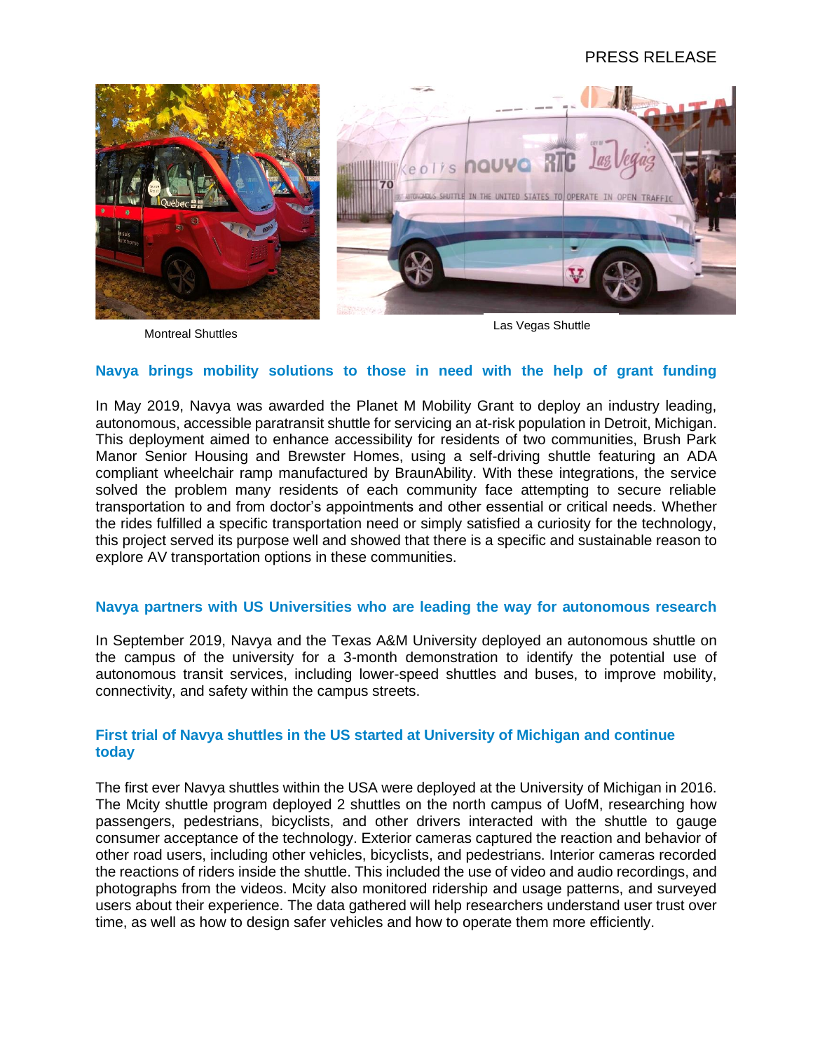Montreal Shuttles

Las Vegas Shuttle

## Navya brings mobility solutions to those in need with the help of grant funding

In May 2019, Navya was awarded the Planet M Mobility Grant to deploy an industry leading, autonomous, accessible paratransit shuttle for servicing an at-risk population in Detroit, Michigan. This deployment aimed to enhance accessibility for residents of two communities, Brush Park Manor Senior Housing and Brewster Homes, using a self-driving shuttle featuring an ADA compliant wheelchair ramp manufactured by BraunAbility. With these integrations, the service solved the problem many residents of each community face attempting to secure reliable transportation to and from doctor's appointments and other essential or critical needs. Whether the rides fulfilled a specific transportation need or simply satisfied a curiosity for the technology, this project served its purpose well and showed that there is a specific and sustainable reason to explore AV transportation options in these communities.

## Navya partners with US Universities who are leading the way for autonomous research

In September 2019, Navya and the Texas A&M University deployed an autonomous shuttle on the campus of the university for a 3-month demonstration to identify the potential use of autonomous transit services, including lower-speed shuttles and buses, to improve mobility, connectivity, and safety within the campus streets.

## First trial of Navya shuttles in the US started at University of Michigan and continue today

The first ever Navya shuttles within the USA were deployed at the University of Michigan in 2016. The Mcity shuttle program deployed 2 shuttles on the north campus of UofM, researching how passengers, pedestrians, bicyclists, and other drivers interacted with the shuttle to gauge consumer acceptance of the technology. Exterior cameras captured the reaction and behavior of other road users, including other vehicles, bicyclists, and pedestrians. Interior cameras recorded the reactions of riders inside the shuttle. This included the use of video and audio recordings, and photographs from the videos. Mcity also monitored ridership and usage patterns, and surveyed users about their experience. The data gathered will help researchers understand user trust over time, as well as how to design safer vehicles and how to operate them more efficiently.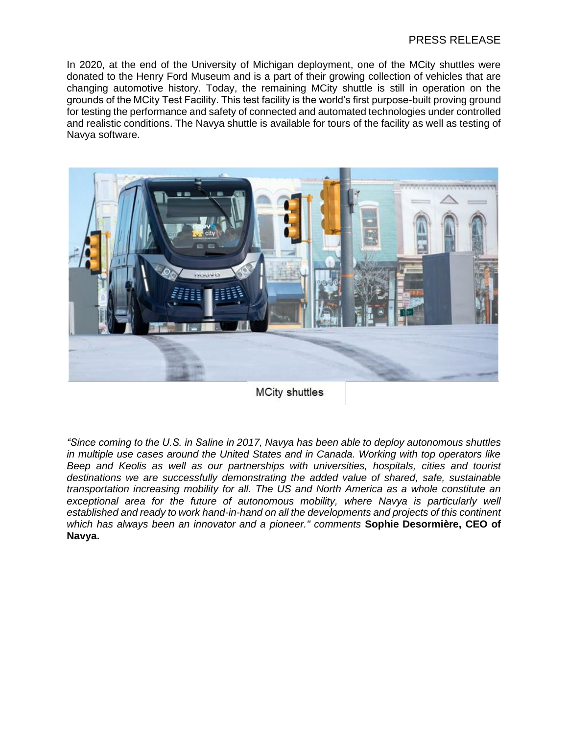In 2020, at the end of the University of Michigan deployment, one of the MCity shuttles were donated to the Henry Ford Museum and is a part of their growing collection of vehicles that are changing automotive history. Today, the remaining MCity shuttle is still in operation on the grounds of the MCity Test Facility. This test facility is the world's first purpose-built proving ground for testing the performance and safety of connected and automated technologies under controlled and realistic conditions. The Navya shuttle is available for tours of the facility as well as testing of Navya software.

MCity shuttles

*"Since coming to the U.S. in Saline in 2017, Navya has been able to deploy autonomous shuttles in multiple use cases around the United States and in Canada. Working with top operators like Beep and Keolis as well as our partnerships with universities, hospitals, cities and tourist destinations we are successfully demonstrating the added value of shared, safe, sustainable transportation increasing mobility for all. The US and North America as a whole constitute an exceptional area for the future of autonomous mobility, where Navya is particularly well established and ready to work hand-in-hand on all the developments and projects of this continent which has always been an innovator and a pioneer." comments* **Sophie Desormière, CEO of Navya.**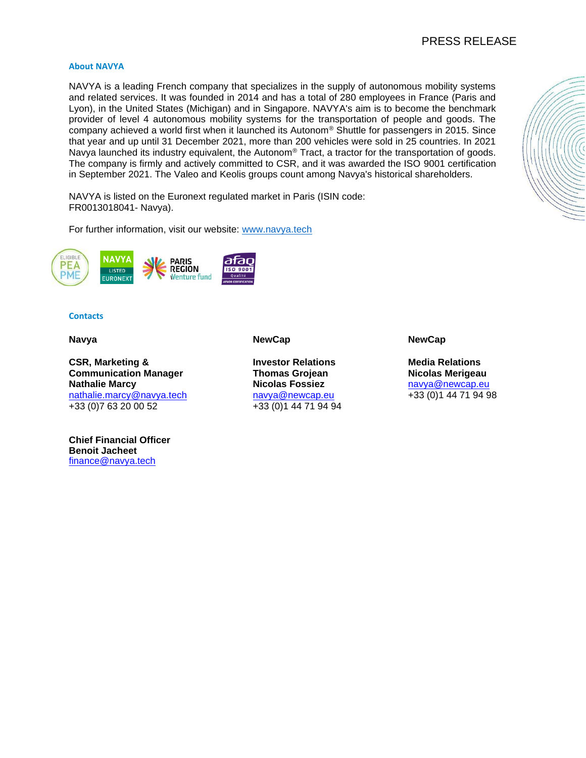### About NAVYA

NAVYA is a leading French company that specializes in the supply of autonomous mobility systems and related services. It was founded in 2014 and has a total of 280 employees in France (Paris and Lyon), in the United States (Michigan) and in Singapore. NAVYA's aim is to become the benchmark provider of level 4 autonomous mobility systems for the transportation of people and goods. The company achieved a world first when it launched its Autonom® Shuttle for passengers in 2015. Since that year and up until 31 December 2021, more than 200 vehicles were sold in 25 countries. In 2021 Navya launched its industry equivalent, the Autonom® Tract, a tractor for the transportation of goods. The company is firmly and actively committed to CSR, and it was awarded the ISO 9001 certification in September 2021. The Valeo and Keolis groups count among Navya's historical shareholders.

NAVYA is listed on the Euronext regulated market in Paris (ISIN code: FR0013018041- Navya).

For further information, visit our website: www.navya.tech

ELIGIBLE PEA PME | NAVYA LISTED EURONEXT | PARIS REGION Venture fund | afaq ISO 9001 Qualité AFNOR CERTIFICATION

### Contacts

**Navya**

**CSR, Marketing & Communication Manager**
**Nathalie Marcy**
nathalie.marcy@navya.tech
+33 (0)7 63 20 00 52

**Chief Financial Officer**
**Benoit Jacheet**
finance@navya.tech

**NewCap**

**Investor Relations**
**Thomas Grojean**
**Nicolas Fossiez**
navya@newcap.eu
+33 (0)1 44 71 94 94

**NewCap**

**Media Relations**
**Nicolas Merigeau**
navya@newcap.eu
+33 (0)1 44 71 94 98